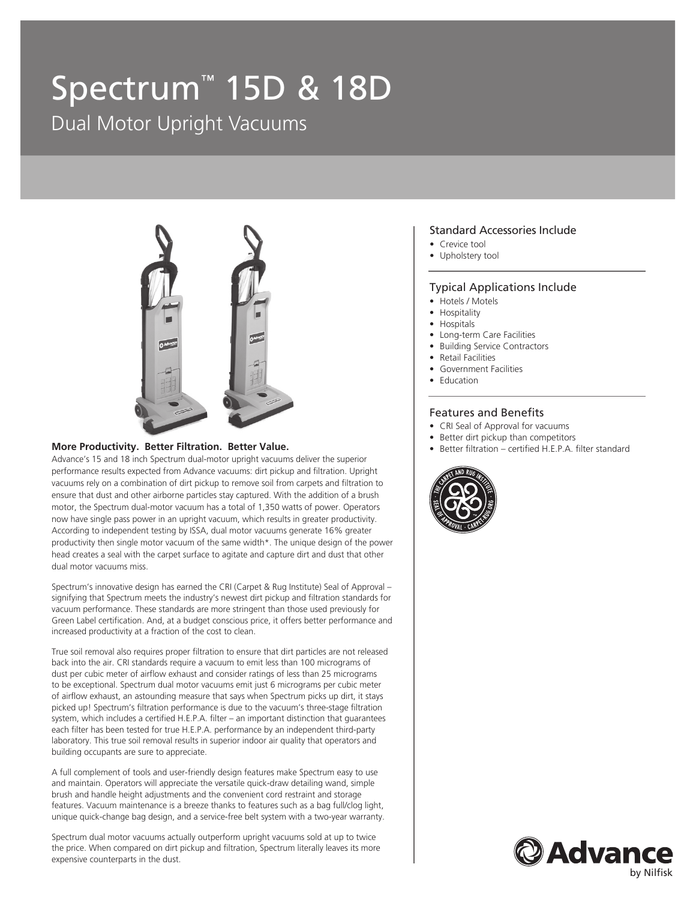# Spectrum™ 15D & 18D

## Dual Motor Upright Vacuums

**More Productivity. Better Filtration. Better Value.**

Advance's 15 and 18 inch Spectrum dual-motor upright vacuums deliver the superior performance results expected from Advance vacuums: dirt pickup and filtration. Upright vacuums rely on a combination of dirt pickup to remove soil from carpets and filtration to ensure that dust and other airborne particles stay captured. With the addition of a brush motor, the Spectrum dual-motor vacuum has a total of 1,350 watts of power. Operators now have single pass power in an upright vacuum, which results in greater productivity. According to independent testing by ISSA, dual motor vacuums generate 16% greater productivity then single motor vacuum of the same width*. The unique design of the power head creates a seal with the carpet surface to agitate and capture dirt and dust that other dual motor vacuums miss.

Spectrum's innovative design has earned the CRI (Carpet & Rug Institute) Seal of Approval – signifying that Spectrum meets the industry's newest dirt pickup and filtration standards for vacuum performance. These standards are more stringent than those used previously for Green Label certification. And, at a budget conscious price, it offers better performance and increased productivity at a fraction of the cost to clean.

True soil removal also requires proper filtration to ensure that dirt particles are not released back into the air. CRI standards require a vacuum to emit less than 100 micrograms of dust per cubic meter of airflow exhaust and consider ratings of less than 25 micrograms to be exceptional. Spectrum dual motor vacuums emit just 6 micrograms per cubic meter of airflow exhaust, an astounding measure that says when Spectrum picks up dirt, it stays picked up! Spectrum's filtration performance is due to the vacuum's three-stage filtration system, which includes a certified H.E.P.A. filter – an important distinction that guarantees each filter has been tested for true H.E.P.A. performance by an independent third-party laboratory. This true soil removal results in superior indoor air quality that operators and building occupants are sure to appreciate.

A full complement of tools and user-friendly design features make Spectrum easy to use and maintain. Operators will appreciate the versatile quick-draw detailing wand, simple brush and handle height adjustments and the convenient cord restraint and storage features. Vacuum maintenance is a breeze thanks to features such as a bag full/clog light, unique quick-change bag design, and a service-free belt system with a two-year warranty.

Spectrum dual motor vacuums actually outperform upright vacuums sold at up to twice the price. When compared on dirt pickup and filtration, Spectrum literally leaves its more expensive counterparts in the dust.

### Standard Accessories Include

- Crevice tool
- Upholstery tool

### Typical Applications Include

- Hotels / Motels
- Hospitality
- Hospitals
- Long-term Care Facilities
- Building Service Contractors
- Retail Facilities
- Government Facilities
- Education

### Features and Benefits

- CRI Seal of Approval for vacuums
- Better dirt pickup than competitors
- Better filtration – certified H.E.P.A. filter standard

Advance by Nilfisk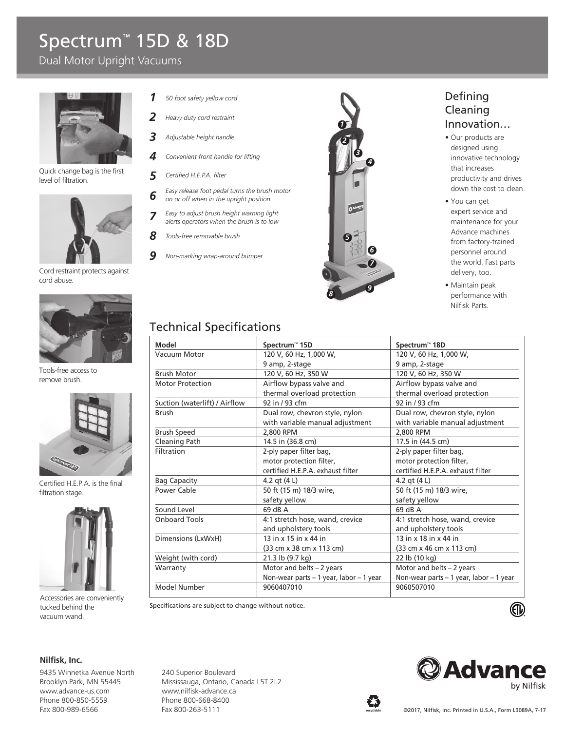# Spectrum™ 15D & 18D

## Dual Motor Upright Vacuums

Quick change bag is the first level of filtration.

Cord restraint protects against cord abuse.

Tools-free access to remove brush.

Certified H.E.P.A. is the final filtration stage.

Accessories are conveniently tucked behind the vacuum wand.

1. *50 foot safety yellow cord*
2. *Heavy duty cord restraint*
3. *Adjustable height handle*
4. *Convenient front handle for lifting*
5. *Certified H.E.P.A. filter*
6. *Easy release foot pedal turns the brush motor on or off when in the upright position*
7. *Easy to adjust brush height warning light alerts operators when the brush is to low*
8. *Tools-free removable brush*
9. *Non-marking wrap-around bumper*

### Defining Cleaning Innovation…

- Our products are designed using innovative technology that increases productivity and drives down the cost to clean.
- You can get expert service and maintenance for your Advance machines from factory-trained personnel around the world. Fast parts delivery, too.
- Maintain peak performance with Nilfisk Parts.

## Technical Specifications

| Model | Spectrum™ 15D | Spectrum™ 18D |
|---|---|---|
| Vacuum Motor | 120 V, 60 Hz, 1,000 W, 9 amp, 2-stage | 120 V, 60 Hz, 1,000 W, 9 amp, 2-stage |
| Brush Motor | 120 V, 60 Hz, 350 W | 120 V, 60 Hz, 350 W |
| Motor Protection | Airflow bypass valve and thermal overload protection | Airflow bypass valve and thermal overload protection |
| Suction (waterlift) / Airflow | 92 in / 93 cfm | 92 in / 93 cfm |
| Brush | Dual row, chevron style, nylon with variable manual adjustment | Dual row, chevron style, nylon with variable manual adjustment |
| Brush Speed | 2,800 RPM | 2,800 RPM |
| Cleaning Path | 14.5 in (36.8 cm) | 17.5 in (44.5 cm) |
| Filtration | 2-ply paper filter bag, motor protection filter, certified H.E.P.A. exhaust filter | 2-ply paper filter bag, motor protection filter, certified H.E.P.A. exhaust filter |
| Bag Capacity | 4.2 qt (4 L) | 4.2 qt (4 L) |
| Power Cable | 50 ft (15 m) 18/3 wire, safety yellow | 50 ft (15 m) 18/3 wire, safety yellow |
| Sound Level | 69 dB A | 69 dB A |
| Onboard Tools | 4:1 stretch hose, wand, crevice and upholstery tools | 4:1 stretch hose, wand, crevice and upholstery tools |
| Dimensions (LxWxH) | 13 in x 15 in x 44 in (33 cm x 38 cm x 113 cm) | 13 in x 18 in x 44 in (33 cm x 46 cm x 113 cm) |
| Weight (with cord) | 21.3 lb (9.7 kg) | 22 lb (10 kg) |
| Warranty | Motor and belts – 2 years Non-wear parts – 1 year, labor – 1 year | Motor and belts – 2 years Non-wear parts – 1 year, labor – 1 year |
| Model Number | 9060407010 | 9060507010 |

Specifications are subject to change without notice.

**Nilfisk, Inc.**

9435 Winnetka Avenue North
Brooklyn Park, MN 55445
www.advance-us.com
Phone 800-850-5559
Fax 800-989-6566

240 Superior Boulevard
Mississauga, Ontario, Canada L5T 2L2
www.nilfisk-advance.ca
Phone 800-668-8400
Fax 800-263-5111

Advance by Nilfisk

©2017, Nilfisk, Inc. Printed in U.S.A., Form L3089A, 7-17